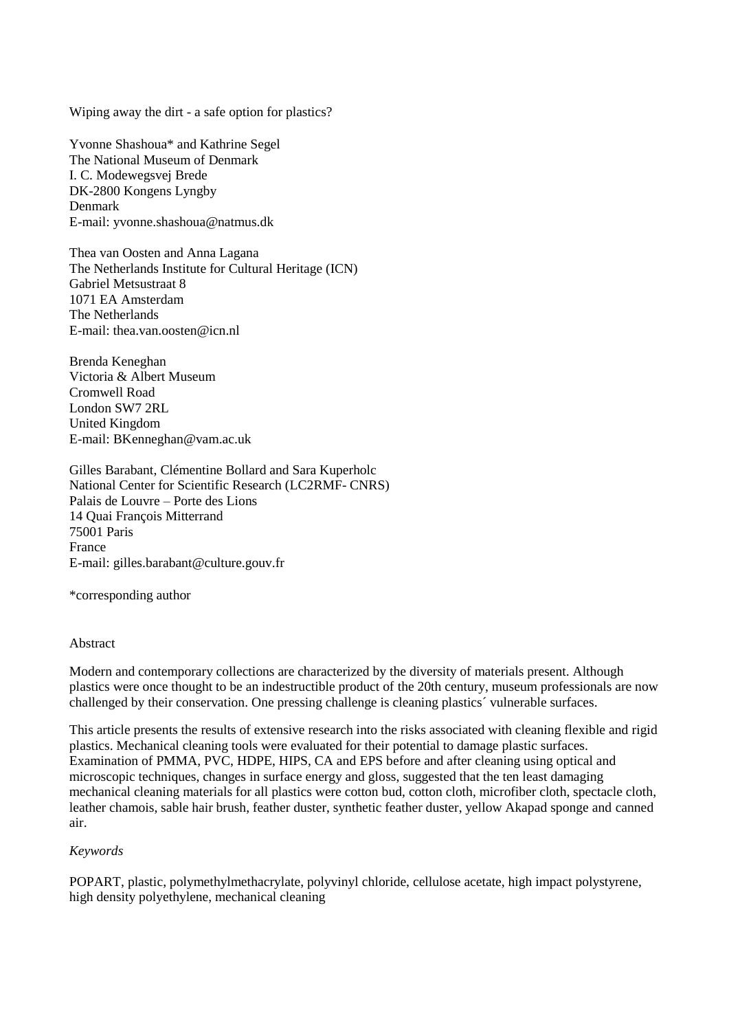# Wiping away the dirt - a safe option for plastics?

Yvonne Shashoua* and Kathrine Segel
The National Museum of Denmark
I. C. Modewegsvej Brede
DK-2800 Kongens Lyngby
Denmark
E-mail: yvonne.shashoua@natmus.dk

Thea van Oosten and Anna Lagana
The Netherlands Institute for Cultural Heritage (ICN)
Gabriel Metsustraat 8
1071 EA Amsterdam
The Netherlands
E-mail: thea.van.oosten@icn.nl

Brenda Keneghan
Victoria & Albert Museum
Cromwell Road
London SW7 2RL
United Kingdom
E-mail: BKenneghan@vam.ac.uk

Gilles Barabant, Clémentine Bollard and Sara Kuperholc
National Center for Scientific Research (LC2RMF- CNRS)
Palais de Louvre – Porte des Lions
14 Quai François Mitterrand
75001 Paris
France
E-mail: gilles.barabant@culture.gouv.fr

*corresponding author

## Abstract

Modern and contemporary collections are characterized by the diversity of materials present. Although plastics were once thought to be an indestructible product of the 20th century, museum professionals are now challenged by their conservation. One pressing challenge is cleaning plastics´ vulnerable surfaces.

This article presents the results of extensive research into the risks associated with cleaning flexible and rigid plastics. Mechanical cleaning tools were evaluated for their potential to damage plastic surfaces. Examination of PMMA, PVC, HDPE, HIPS, CA and EPS before and after cleaning using optical and microscopic techniques, changes in surface energy and gloss, suggested that the ten least damaging mechanical cleaning materials for all plastics were cotton bud, cotton cloth, microfiber cloth, spectacle cloth, leather chamois, sable hair brush, feather duster, synthetic feather duster, yellow Akapad sponge and canned air.

*Keywords*

POPART, plastic, polymethylmethacrylate, polyvinyl chloride, cellulose acetate, high impact polystyrene, high density polyethylene, mechanical cleaning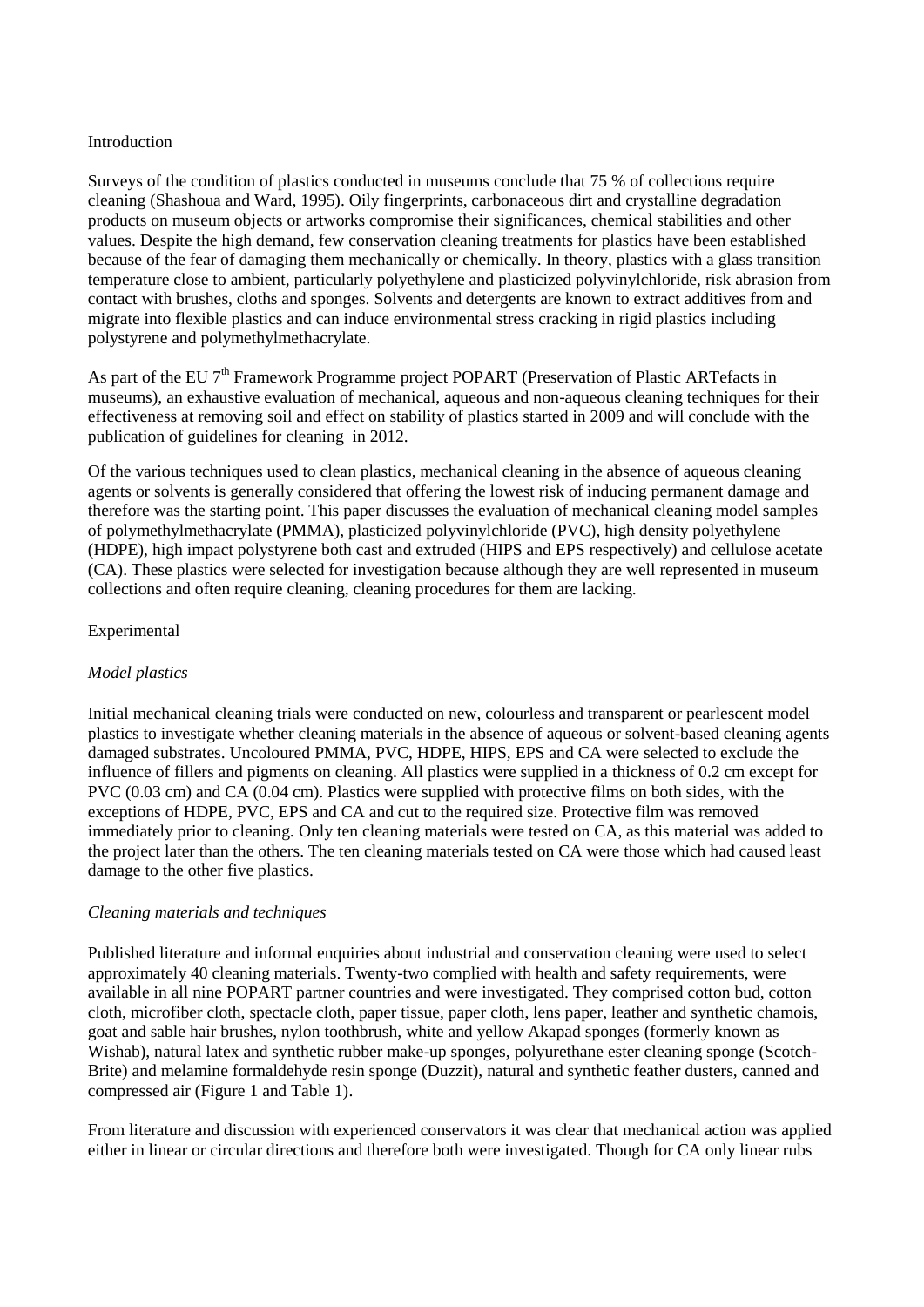Introduction

Surveys of the condition of plastics conducted in museums conclude that 75 % of collections require cleaning (Shashoua and Ward, 1995). Oily fingerprints, carbonaceous dirt and crystalline degradation products on museum objects or artworks compromise their significances, chemical stabilities and other values. Despite the high demand, few conservation cleaning treatments for plastics have been established because of the fear of damaging them mechanically or chemically. In theory, plastics with a glass transition temperature close to ambient, particularly polyethylene and plasticized polyvinylchloride, risk abrasion from contact with brushes, cloths and sponges. Solvents and detergents are known to extract additives from and migrate into flexible plastics and can induce environmental stress cracking in rigid plastics including polystyrene and polymethylmethacrylate.

As part of the EU 7[th] Framework Programme project POPART (Preservation of Plastic ARTefacts in museums), an exhaustive evaluation of mechanical, aqueous and non-aqueous cleaning techniques for their effectiveness at removing soil and effect on stability of plastics started in 2009 and will conclude with the publication of guidelines for cleaning in 2012.

Of the various techniques used to clean plastics, mechanical cleaning in the absence of aqueous cleaning agents or solvents is generally considered that offering the lowest risk of inducing permanent damage and therefore was the starting point. This paper discusses the evaluation of mechanical cleaning model samples of polymethylmethacrylate (PMMA), plasticized polyvinylchloride (PVC), high density polyethylene (HDPE), high impact polystyrene both cast and extruded (HIPS and EPS respectively) and cellulose acetate (CA). These plastics were selected for investigation because although they are well represented in museum collections and often require cleaning, cleaning procedures for them are lacking.

Experimental

*Model plastics*

Initial mechanical cleaning trials were conducted on new, colourless and transparent or pearlescent model plastics to investigate whether cleaning materials in the absence of aqueous or solvent-based cleaning agents damaged substrates. Uncoloured PMMA, PVC, HDPE, HIPS, EPS and CA were selected to exclude the influence of fillers and pigments on cleaning. All plastics were supplied in a thickness of 0.2 cm except for PVC (0.03 cm) and CA (0.04 cm). Plastics were supplied with protective films on both sides, with the exceptions of HDPE, PVC, EPS and CA and cut to the required size. Protective film was removed immediately prior to cleaning. Only ten cleaning materials were tested on CA, as this material was added to the project later than the others. The ten cleaning materials tested on CA were those which had caused least damage to the other five plastics.

*Cleaning materials and techniques*

Published literature and informal enquiries about industrial and conservation cleaning were used to select approximately 40 cleaning materials. Twenty-two complied with health and safety requirements, were available in all nine POPART partner countries and were investigated. They comprised cotton bud, cotton cloth, microfiber cloth, spectacle cloth, paper tissue, paper cloth, lens paper, leather and synthetic chamois, goat and sable hair brushes, nylon toothbrush, white and yellow Akapad sponges (formerly known as Wishab), natural latex and synthetic rubber make-up sponges, polyurethane ester cleaning sponge (Scotch-Brite) and melamine formaldehyde resin sponge (Duzzit), natural and synthetic feather dusters, canned and compressed air (Figure 1 and Table 1).

From literature and discussion with experienced conservators it was clear that mechanical action was applied either in linear or circular directions and therefore both were investigated. Though for CA only linear rubs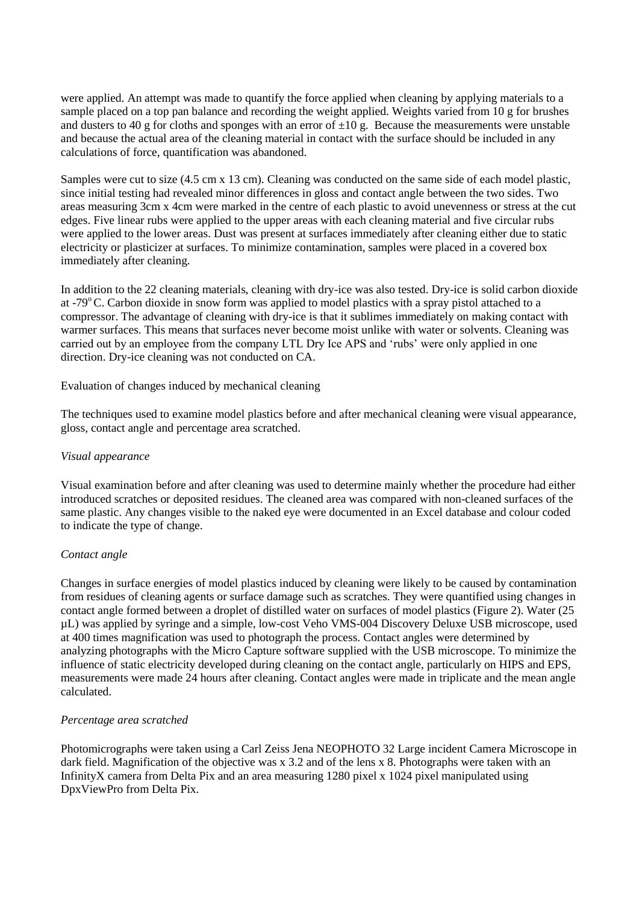were applied. An attempt was made to quantify the force applied when cleaning by applying materials to a sample placed on a top pan balance and recording the weight applied. Weights varied from 10 g for brushes and dusters to 40 g for cloths and sponges with an error of ±10 g. Because the measurements were unstable and because the actual area of the cleaning material in contact with the surface should be included in any calculations of force, quantification was abandoned.

Samples were cut to size (4.5 cm x 13 cm). Cleaning was conducted on the same side of each model plastic, since initial testing had revealed minor differences in gloss and contact angle between the two sides. Two areas measuring 3cm x 4cm were marked in the centre of each plastic to avoid unevenness or stress at the cut edges. Five linear rubs were applied to the upper areas with each cleaning material and five circular rubs were applied to the lower areas. Dust was present at surfaces immediately after cleaning either due to static electricity or plasticizer at surfaces. To minimize contamination, samples were placed in a covered box immediately after cleaning.

In addition to the 22 cleaning materials, cleaning with dry-ice was also tested. Dry-ice is solid carbon dioxide at -79°C. Carbon dioxide in snow form was applied to model plastics with a spray pistol attached to a compressor. The advantage of cleaning with dry-ice is that it sublimes immediately on making contact with warmer surfaces. This means that surfaces never become moist unlike with water or solvents. Cleaning was carried out by an employee from the company LTL Dry Ice APS and 'rubs' were only applied in one direction. Dry-ice cleaning was not conducted on CA.

Evaluation of changes induced by mechanical cleaning

The techniques used to examine model plastics before and after mechanical cleaning were visual appearance, gloss, contact angle and percentage area scratched.

*Visual appearance*

Visual examination before and after cleaning was used to determine mainly whether the procedure had either introduced scratches or deposited residues. The cleaned area was compared with non-cleaned surfaces of the same plastic. Any changes visible to the naked eye were documented in an Excel database and colour coded to indicate the type of change.

*Contact angle*

Changes in surface energies of model plastics induced by cleaning were likely to be caused by contamination from residues of cleaning agents or surface damage such as scratches. They were quantified using changes in contact angle formed between a droplet of distilled water on surfaces of model plastics (Figure 2). Water (25 µL) was applied by syringe and a simple, low-cost Veho VMS-004 Discovery Deluxe USB microscope, used at 400 times magnification was used to photograph the process. Contact angles were determined by analyzing photographs with the Micro Capture software supplied with the USB microscope. To minimize the influence of static electricity developed during cleaning on the contact angle, particularly on HIPS and EPS, measurements were made 24 hours after cleaning. Contact angles were made in triplicate and the mean angle calculated.

*Percentage area scratched*

Photomicrographs were taken using a Carl Zeiss Jena NEOPHOTO 32 Large incident Camera Microscope in dark field. Magnification of the objective was x 3.2 and of the lens x 8. Photographs were taken with an InfinityX camera from Delta Pix and an area measuring 1280 pixel x 1024 pixel manipulated using DpxViewPro from Delta Pix.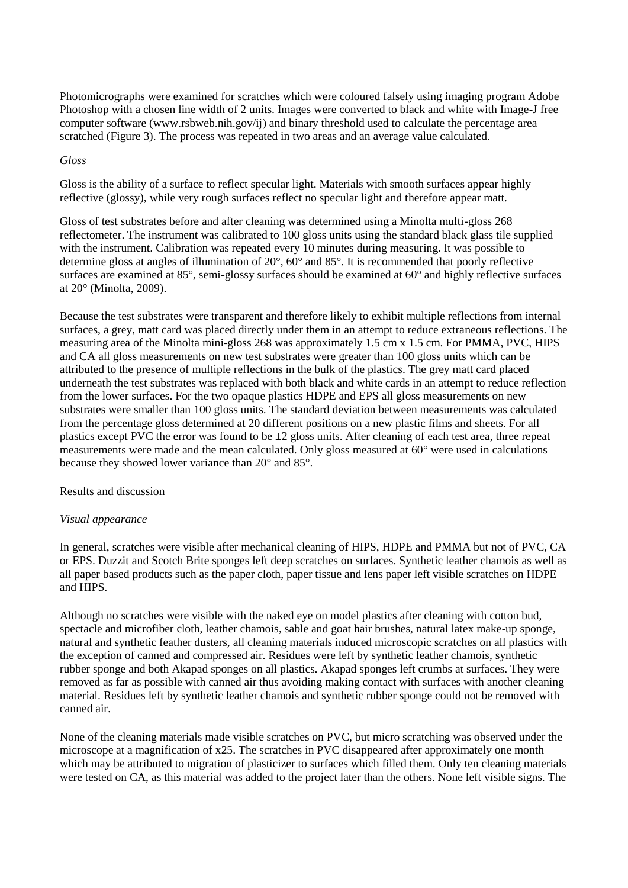Photomicrographs were examined for scratches which were coloured falsely using imaging program Adobe Photoshop with a chosen line width of 2 units. Images were converted to black and white with Image-J free computer software (www.rsbweb.nih.gov/ij) and binary threshold used to calculate the percentage area scratched (Figure 3). The process was repeated in two areas and an average value calculated.

*Gloss*

Gloss is the ability of a surface to reflect specular light. Materials with smooth surfaces appear highly reflective (glossy), while very rough surfaces reflect no specular light and therefore appear matt.

Gloss of test substrates before and after cleaning was determined using a Minolta multi-gloss 268 reflectometer. The instrument was calibrated to 100 gloss units using the standard black glass tile supplied with the instrument. Calibration was repeated every 10 minutes during measuring. It was possible to determine gloss at angles of illumination of 20°, 60° and 85°. It is recommended that poorly reflective surfaces are examined at 85°, semi-glossy surfaces should be examined at 60° and highly reflective surfaces at 20° (Minolta, 2009).

Because the test substrates were transparent and therefore likely to exhibit multiple reflections from internal surfaces, a grey, matt card was placed directly under them in an attempt to reduce extraneous reflections. The measuring area of the Minolta mini-gloss 268 was approximately 1.5 cm x 1.5 cm. For PMMA, PVC, HIPS and CA all gloss measurements on new test substrates were greater than 100 gloss units which can be attributed to the presence of multiple reflections in the bulk of the plastics. The grey matt card placed underneath the test substrates was replaced with both black and white cards in an attempt to reduce reflection from the lower surfaces. For the two opaque plastics HDPE and EPS all gloss measurements on new substrates were smaller than 100 gloss units. The standard deviation between measurements was calculated from the percentage gloss determined at 20 different positions on a new plastic films and sheets. For all plastics except PVC the error was found to be ±2 gloss units. After cleaning of each test area, three repeat measurements were made and the mean calculated. Only gloss measured at 60° were used in calculations because they showed lower variance than 20° and 85°.

## Results and discussion

*Visual appearance*

In general, scratches were visible after mechanical cleaning of HIPS, HDPE and PMMA but not of PVC, CA or EPS. Duzzit and Scotch Brite sponges left deep scratches on surfaces. Synthetic leather chamois as well as all paper based products such as the paper cloth, paper tissue and lens paper left visible scratches on HDPE and HIPS.

Although no scratches were visible with the naked eye on model plastics after cleaning with cotton bud, spectacle and microfiber cloth, leather chamois, sable and goat hair brushes, natural latex make-up sponge, natural and synthetic feather dusters, all cleaning materials induced microscopic scratches on all plastics with the exception of canned and compressed air. Residues were left by synthetic leather chamois, synthetic rubber sponge and both Akapad sponges on all plastics. Akapad sponges left crumbs at surfaces. They were removed as far as possible with canned air thus avoiding making contact with surfaces with another cleaning material. Residues left by synthetic leather chamois and synthetic rubber sponge could not be removed with canned air.

None of the cleaning materials made visible scratches on PVC, but micro scratching was observed under the microscope at a magnification of x25. The scratches in PVC disappeared after approximately one month which may be attributed to migration of plasticizer to surfaces which filled them. Only ten cleaning materials were tested on CA, as this material was added to the project later than the others. None left visible signs. The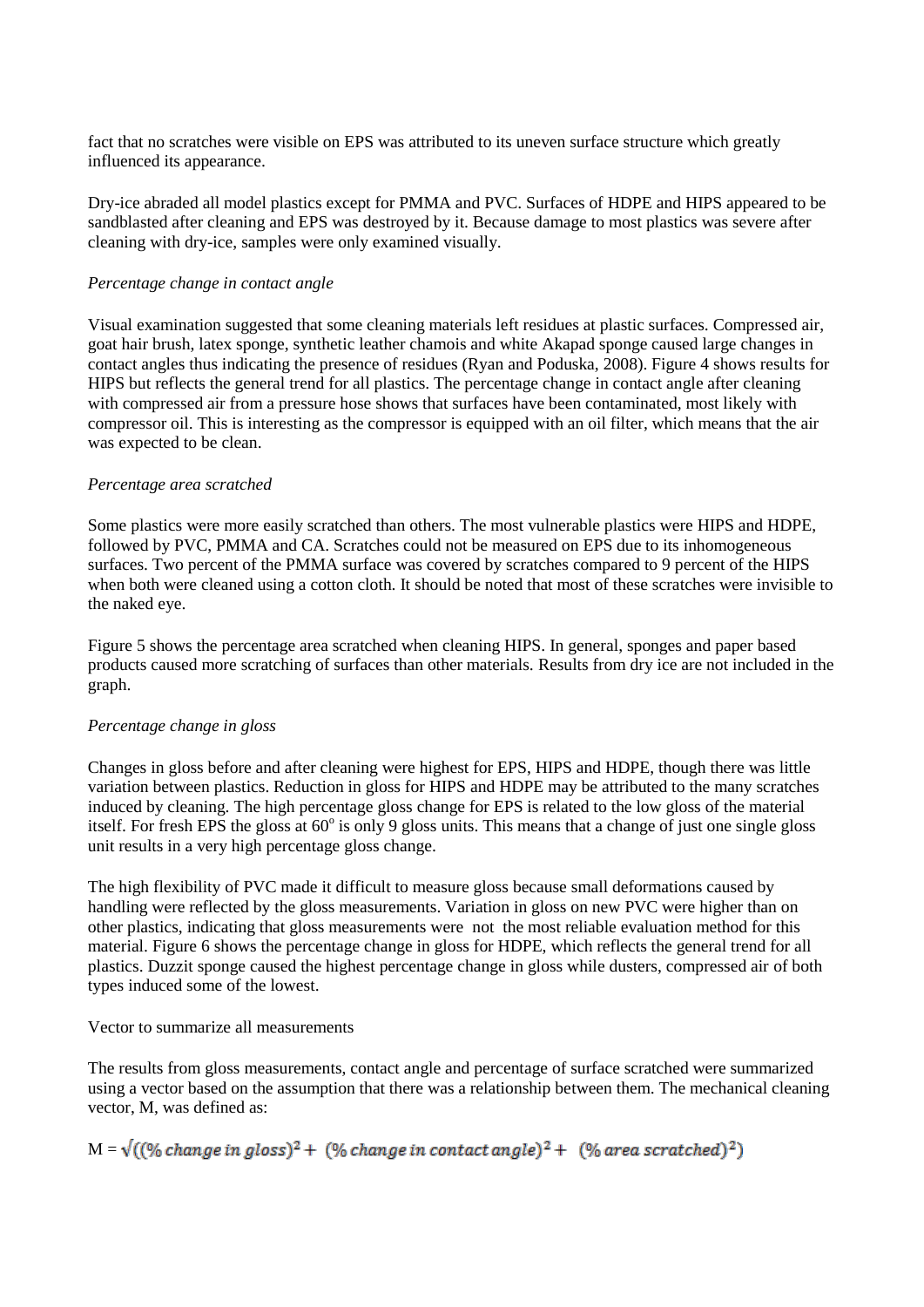fact that no scratches were visible on EPS was attributed to its uneven surface structure which greatly influenced its appearance.

Dry-ice abraded all model plastics except for PMMA and PVC. Surfaces of HDPE and HIPS appeared to be sandblasted after cleaning and EPS was destroyed by it. Because damage to most plastics was severe after cleaning with dry-ice, samples were only examined visually.

*Percentage change in contact angle*

Visual examination suggested that some cleaning materials left residues at plastic surfaces. Compressed air, goat hair brush, latex sponge, synthetic leather chamois and white Akapad sponge caused large changes in contact angles thus indicating the presence of residues (Ryan and Poduska, 2008). Figure 4 shows results for HIPS but reflects the general trend for all plastics. The percentage change in contact angle after cleaning with compressed air from a pressure hose shows that surfaces have been contaminated, most likely with compressor oil. This is interesting as the compressor is equipped with an oil filter, which means that the air was expected to be clean.

*Percentage area scratched*

Some plastics were more easily scratched than others. The most vulnerable plastics were HIPS and HDPE, followed by PVC, PMMA and CA. Scratches could not be measured on EPS due to its inhomogeneous surfaces. Two percent of the PMMA surface was covered by scratches compared to 9 percent of the HIPS when both were cleaned using a cotton cloth. It should be noted that most of these scratches were invisible to the naked eye.

Figure 5 shows the percentage area scratched when cleaning HIPS. In general, sponges and paper based products caused more scratching of surfaces than other materials. Results from dry ice are not included in the graph.

*Percentage change in gloss*

Changes in gloss before and after cleaning were highest for EPS, HIPS and HDPE, though there was little variation between plastics. Reduction in gloss for HIPS and HDPE may be attributed to the many scratches induced by cleaning. The high percentage gloss change for EPS is related to the low gloss of the material itself. For fresh EPS the gloss at $60^{o}$ is only 9 gloss units. This means that a change of just one single gloss unit results in a very high percentage gloss change.

The high flexibility of PVC made it difficult to measure gloss because small deformations caused by handling were reflected by the gloss measurements. Variation in gloss on new PVC were higher than on other plastics, indicating that gloss measurements were not the most reliable evaluation method for this material. Figure 6 shows the percentage change in gloss for HDPE, which reflects the general trend for all plastics. Duzzit sponge caused the highest percentage change in gloss while dusters, compressed air of both types induced some of the lowest.

Vector to summarize all measurements

The results from gloss measurements, contact angle and percentage of surface scratched were summarized using a vector based on the assumption that there was a relationship between them. The mechanical cleaning vector, M, was defined as:

$$M = \sqrt{((\%\ change\ in\ gloss)^2 + (\%\ change\ in\ contact\ angle)^2 + (\%\ area\ scratched)^2)}$$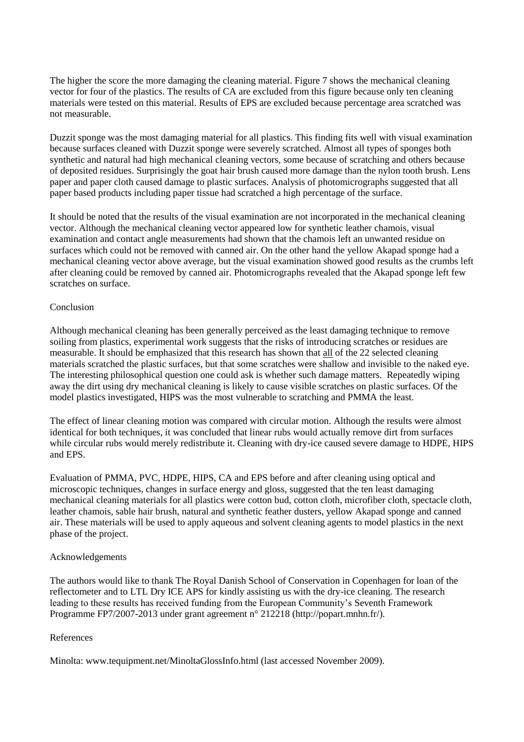The higher the score the more damaging the cleaning material. Figure 7 shows the mechanical cleaning vector for four of the plastics. The results of CA are excluded from this figure because only ten cleaning materials were tested on this material. Results of EPS are excluded because percentage area scratched was not measurable.

Duzzit sponge was the most damaging material for all plastics. This finding fits well with visual examination because surfaces cleaned with Duzzit sponge were severely scratched. Almost all types of sponges both synthetic and natural had high mechanical cleaning vectors, some because of scratching and others because of deposited residues. Surprisingly the goat hair brush caused more damage than the nylon tooth brush. Lens paper and paper cloth caused damage to plastic surfaces. Analysis of photomicrographs suggested that all paper based products including paper tissue had scratched a high percentage of the surface.

It should be noted that the results of the visual examination are not incorporated in the mechanical cleaning vector. Although the mechanical cleaning vector appeared low for synthetic leather chamois, visual examination and contact angle measurements had shown that the chamois left an unwanted residue on surfaces which could not be removed with canned air. On the other hand the yellow Akapad sponge had a mechanical cleaning vector above average, but the visual examination showed good results as the crumbs left after cleaning could be removed by canned air. Photomicrographs revealed that the Akapad sponge left few scratches on surface.

## Conclusion

Although mechanical cleaning has been generally perceived as the least damaging technique to remove soiling from plastics, experimental work suggests that the risks of introducing scratches or residues are measurable. It should be emphasized that this research has shown that <u>all</u> of the 22 selected cleaning materials scratched the plastic surfaces, but that some scratches were shallow and invisible to the naked eye. The interesting philosophical question one could ask is whether such damage matters. Repeatedly wiping away the dirt using dry mechanical cleaning is likely to cause visible scratches on plastic surfaces. Of the model plastics investigated, HIPS was the most vulnerable to scratching and PMMA the least.

The effect of linear cleaning motion was compared with circular motion. Although the results were almost identical for both techniques, it was concluded that linear rubs would actually remove dirt from surfaces while circular rubs would merely redistribute it. Cleaning with dry-ice caused severe damage to HDPE, HIPS and EPS.

Evaluation of PMMA, PVC, HDPE, HIPS, CA and EPS before and after cleaning using optical and microscopic techniques, changes in surface energy and gloss, suggested that the ten least damaging mechanical cleaning materials for all plastics were cotton bud, cotton cloth, microfiber cloth, spectacle cloth, leather chamois, sable hair brush, natural and synthetic feather dusters, yellow Akapad sponge and canned air. These materials will be used to apply aqueous and solvent cleaning agents to model plastics in the next phase of the project.

## Acknowledgements

The authors would like to thank The Royal Danish School of Conservation in Copenhagen for loan of the reflectometer and to LTL Dry ICE APS for kindly assisting us with the dry-ice cleaning. The research leading to these results has received funding from the European Community's Seventh Framework Programme FP7/2007-2013 under grant agreement n° 212218 (http://popart.mnhn.fr/).

## References

Minolta: www.tequipment.net/MinoltaGlossInfo.html (last accessed November 2009).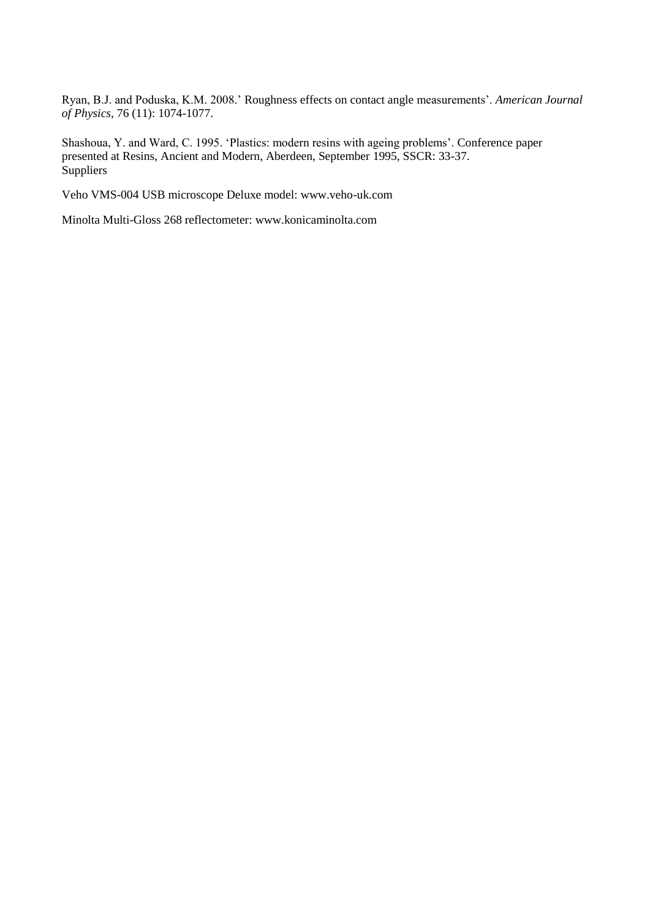Ryan, B.J. and Poduska, K.M. 2008.' Roughness effects on contact angle measurements'. *American Journal of Physics*, 76 (11): 1074-1077.

Shashoua, Y. and Ward, C. 1995. 'Plastics: modern resins with ageing problems'. Conference paper presented at Resins, Ancient and Modern, Aberdeen, September 1995, SSCR: 33-37.

Suppliers

Veho VMS-004 USB microscope Deluxe model: www.veho-uk.com

Minolta Multi-Gloss 268 reflectometer: www.konicaminolta.com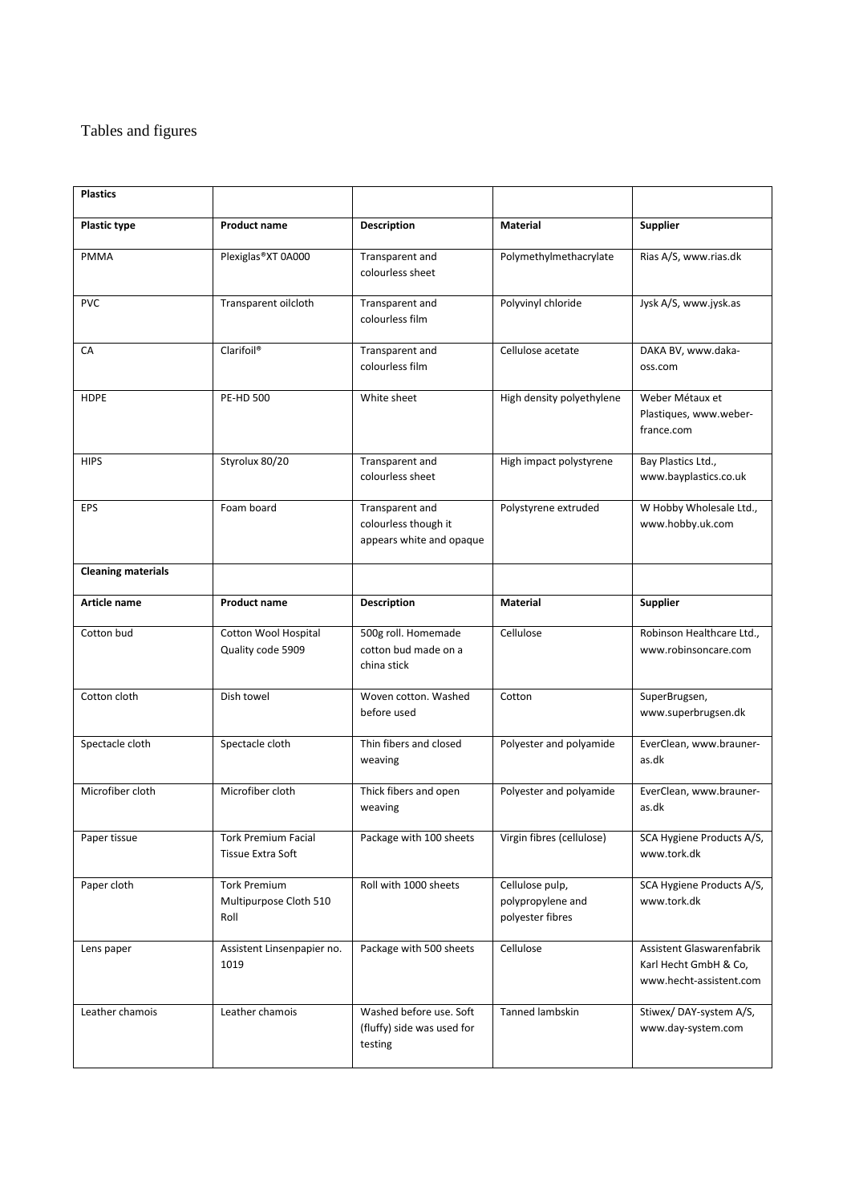Tables and figures

| **Plastics** | | | | |
|---|---|---|---|---|
| **Plastic type** | **Product name** | **Description** | **Material** | **Supplier** |
| PMMA | Plexiglas®XT 0A000 | Transparent and colourless sheet | Polymethylmethacrylate | Rias A/S, www.rias.dk |
| PVC | Transparent oilcloth | Transparent and colourless film | Polyvinyl chloride | Jysk A/S, www.jysk.as |
| CA | Clarifoil® | Transparent and colourless film | Cellulose acetate | DAKA BV, www.daka-oss.com |
| HDPE | PE-HD 500 | White sheet | High density polyethylene | Weber Métaux et Plastiques, www.weber-france.com |
| HIPS | Styrolux 80/20 | Transparent and colourless sheet | High impact polystyrene | Bay Plastics Ltd., www.bayplastics.co.uk |
| EPS | Foam board | Transparent and colourless though it appears white and opaque | Polystyrene extruded | W Hobby Wholesale Ltd., www.hobby.uk.com |
| **Cleaning materials** | | | | |
| **Article name** | **Product name** | **Description** | **Material** | **Supplier** |
| Cotton bud | Cotton Wool Hospital Quality code 5909 | 500g roll. Homemade cotton bud made on a china stick | Cellulose | Robinson Healthcare Ltd., www.robinsoncare.com |
| Cotton cloth | Dish towel | Woven cotton. Washed before used | Cotton | SuperBrugsen, www.superbrugsen.dk |
| Spectacle cloth | Spectacle cloth | Thin fibers and closed weaving | Polyester and polyamide | EverClean, www.brauner-as.dk |
| Microfiber cloth | Microfiber cloth | Thick fibers and open weaving | Polyester and polyamide | EverClean, www.brauner-as.dk |
| Paper tissue | Tork Premium Facial Tissue Extra Soft | Package with 100 sheets | Virgin fibres (cellulose) | SCA Hygiene Products A/S, www.tork.dk |
| Paper cloth | Tork Premium Multipurpose Cloth 510 Roll | Roll with 1000 sheets | Cellulose pulp, polypropylene and polyester fibres | SCA Hygiene Products A/S, www.tork.dk |
| Lens paper | Assistent Linsenpapier no. 1019 | Package with 500 sheets | Cellulose | Assistent Glaswarenfabrik Karl Hecht GmbH & Co, www.hecht-assistent.com |
| Leather chamois | Leather chamois | Washed before use. Soft (fluffy) side was used for testing | Tanned lambskin | Stiwex/ DAY-system A/S, www.day-system.com |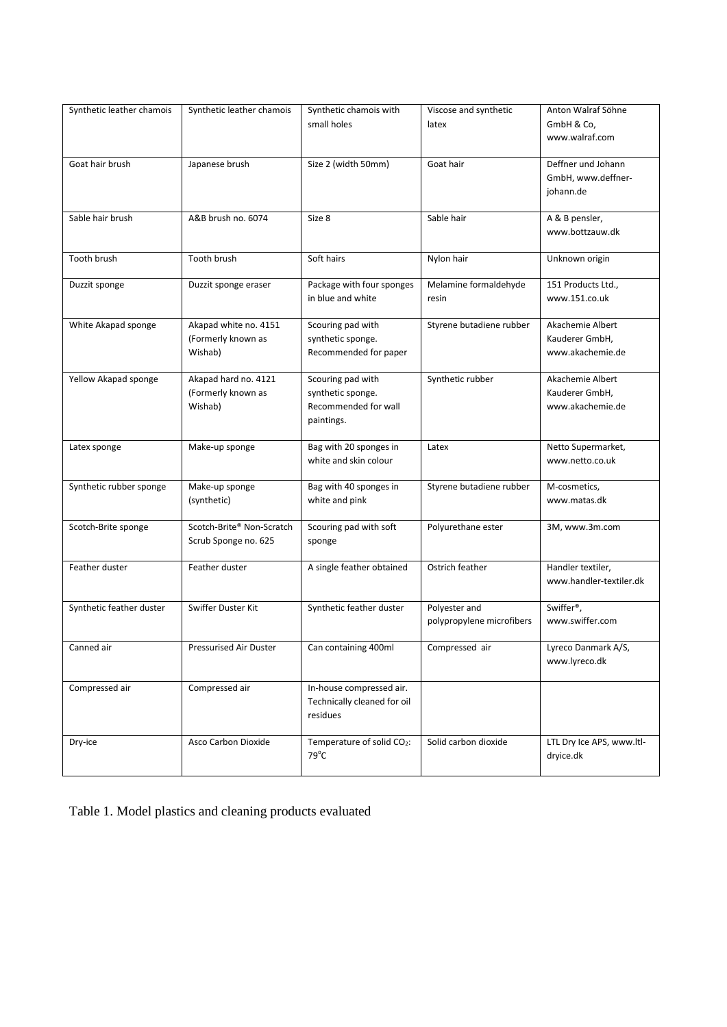| Synthetic leather chamois | Synthetic leather chamois | Synthetic chamois with small holes | Viscose and synthetic latex | Anton Walraf Söhne GmbH & Co, www.walraf.com |
|---|---|---|---|---|
| Goat hair brush | Japanese brush | Size 2 (width 50mm) | Goat hair | Deffner und Johann GmbH, www.deffner-johann.de |
| Sable hair brush | A&B brush no. 6074 | Size 8 | Sable hair | A & B pensler, www.bottzauw.dk |
| Tooth brush | Tooth brush | Soft hairs | Nylon hair | Unknown origin |
| Duzzit sponge | Duzzit sponge eraser | Package with four sponges in blue and white | Melamine formaldehyde resin | 151 Products Ltd., www.151.co.uk |
| White Akapad sponge | Akapad white no. 4151 (Formerly known as Wishab) | Scouring pad with synthetic sponge. Recommended for paper | Styrene butadiene rubber | Akachemie Albert Kauderer GmbH, www.akachemie.de |
| Yellow Akapad sponge | Akapad hard no. 4121 (Formerly known as Wishab) | Scouring pad with synthetic sponge. Recommended for wall paintings. | Synthetic rubber | Akachemie Albert Kauderer GmbH, www.akachemie.de |
| Latex sponge | Make-up sponge | Bag with 20 sponges in white and skin colour | Latex | Netto Supermarket, www.netto.co.uk |
| Synthetic rubber sponge | Make-up sponge (synthetic) | Bag with 40 sponges in white and pink | Styrene butadiene rubber | M-cosmetics, www.matas.dk |
| Scotch-Brite sponge | Scotch-Brite® Non-Scratch Scrub Sponge no. 625 | Scouring pad with soft sponge | Polyurethane ester | 3M, www.3m.com |
| Feather duster | Feather duster | A single feather obtained | Ostrich feather | Handler textiler, www.handler-textiler.dk |
| Synthetic feather duster | Swiffer Duster Kit | Synthetic feather duster | Polyester and polypropylene microfibers | Swiffer®, www.swiffer.com |
| Canned air | Pressurised Air Duster | Can containing 400ml | Compressed air | Lyreco Danmark A/S, www.lyreco.dk |
| Compressed air | Compressed air | In-house compressed air. Technically cleaned for oil residues | | |
| Dry-ice | Asco Carbon Dioxide | Temperature of solid $CO_2$: 79°C | Solid carbon dioxide | LTL Dry Ice APS, www.ltl-dryice.dk |

Table 1. Model plastics and cleaning products evaluated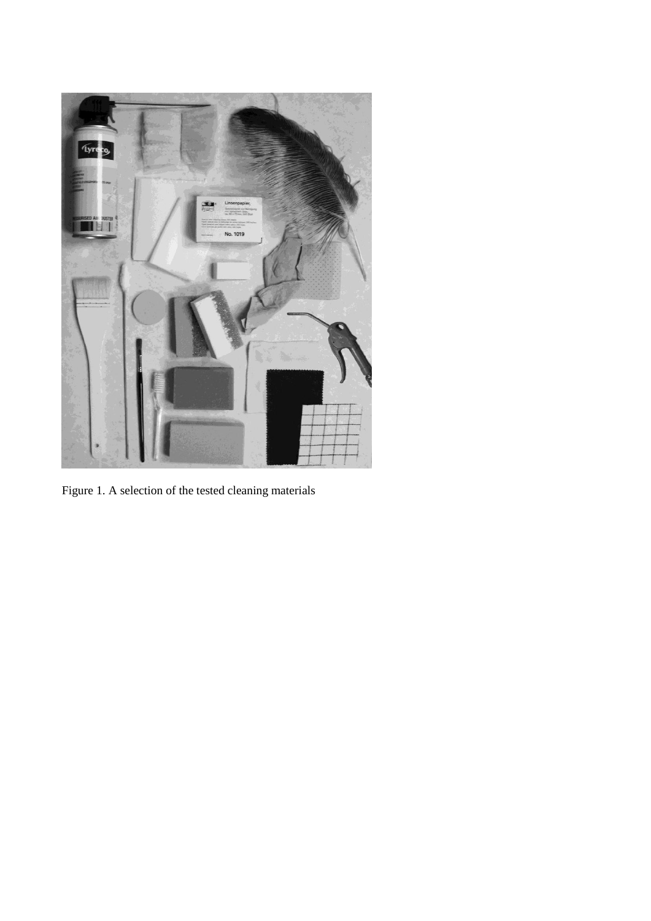Figure 1. A selection of the tested cleaning materials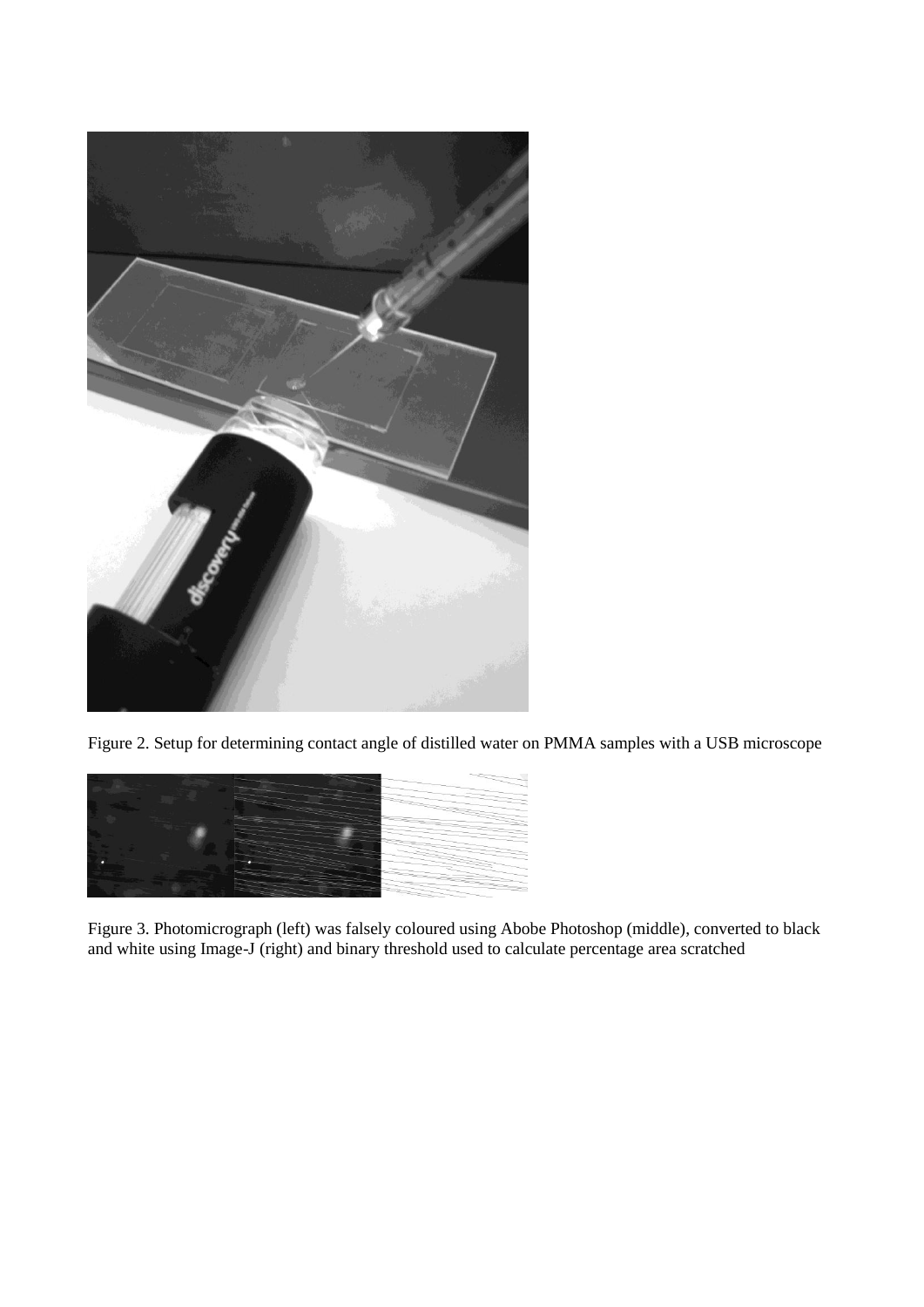Figure 2. Setup for determining contact angle of distilled water on PMMA samples with a USB microscope

Figure 3. Photomicrograph (left) was falsely coloured using Abobe Photoshop (middle), converted to black and white using Image-J (right) and binary threshold used to calculate percentage area scratched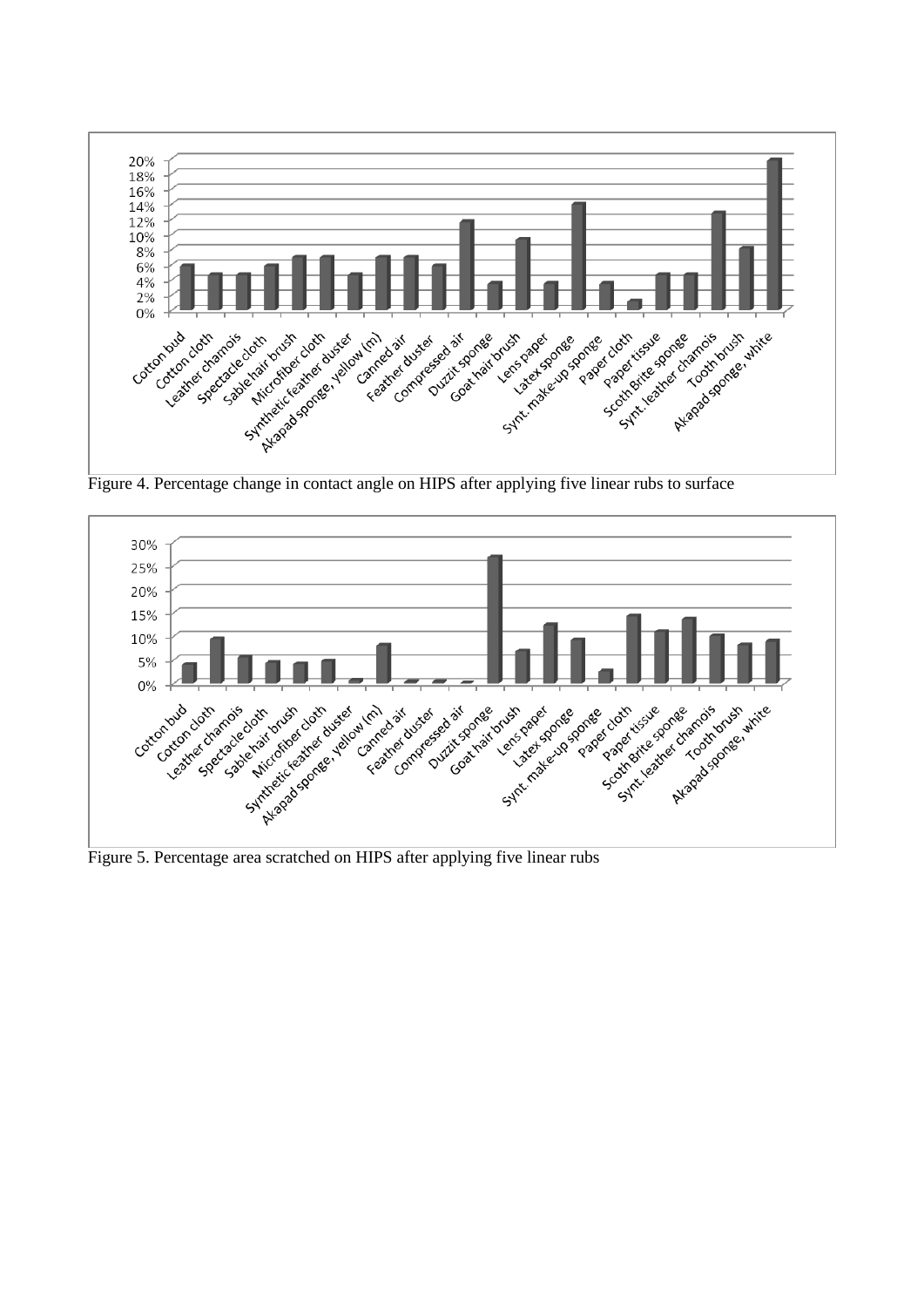Figure 4. Percentage change in contact angle on HIPS after applying five linear rubs to surface

Figure 5. Percentage area scratched on HIPS after applying five linear rubs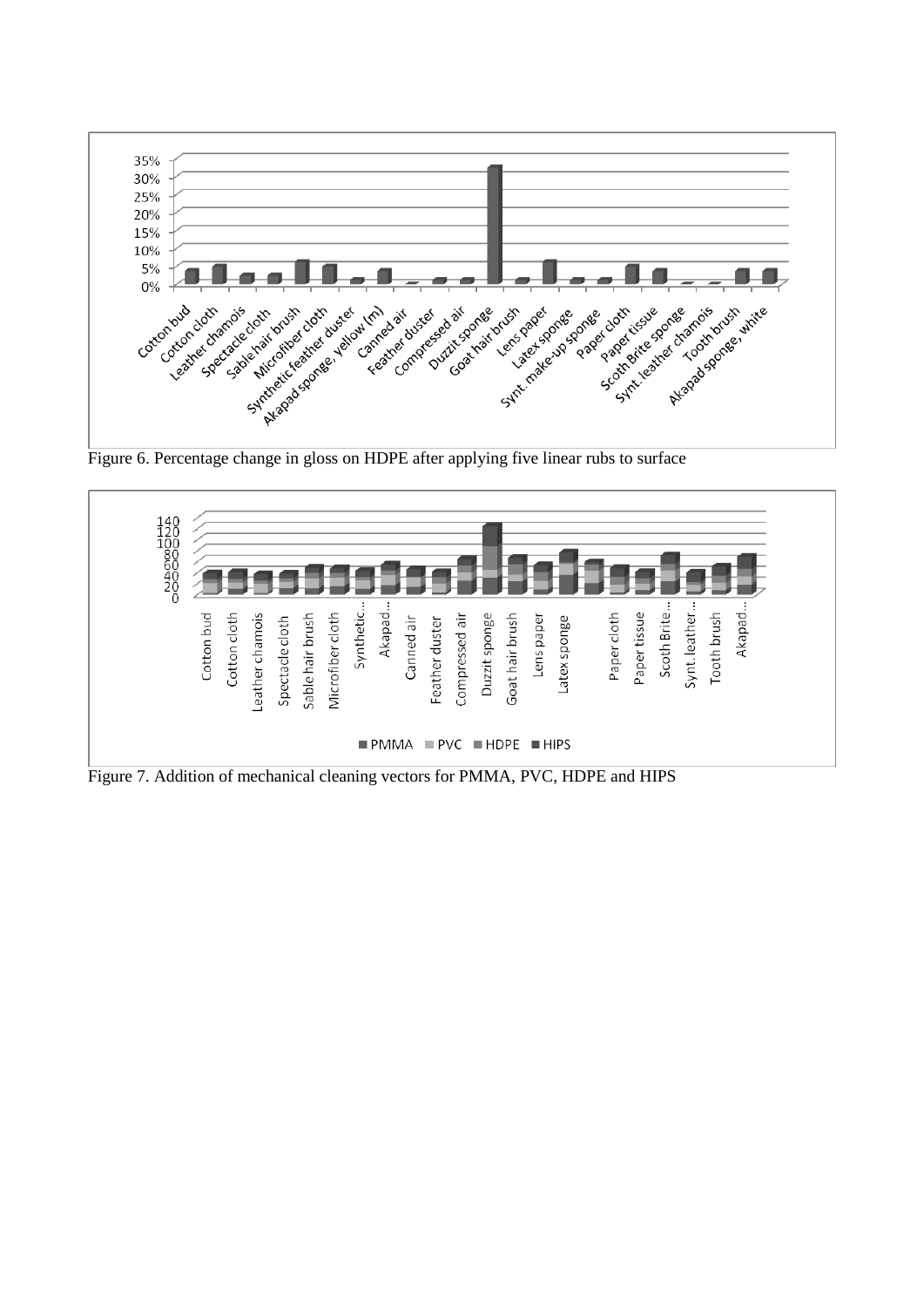35%
30%
25%
20%
15%
10%
5%
0%

Cotton bud
Cotton cloth
Leather chamois
Spectacle cloth
Sable hair brush
Microfiber cloth
Synthetic feather duster
Akapad sponge, yellow (m)
Canned air
Feather duster
Compressed air
Duzzit sponge
Goat hair brush
Lens paper
Latex sponge
Synt. make-up sponge
Paper cloth
Paper tissue
Scoth Brite sponge
Synt. leather chamois
Tooth brush
Akapad sponge, white

Figure 6. Percentage change in gloss on HDPE after applying five linear rubs to surface

140
120
100
80
60
40
20
0

Cotton bud
Cotton cloth
Leather chamois
Spectacle cloth
Sable hair brush
Microfiber cloth
Synthetic...
Akapad...
Canned air
Feather duster
Compressed air
Duzzit sponge
Goat hair brush
Lens paper
Latex sponge
Paper cloth
Paper tissue
Scoth Brite...
Synt. leather...
Tooth brush
Akapad...

PMMA PVC HDPE HIPS

Figure 7. Addition of mechanical cleaning vectors for PMMA, PVC, HDPE and HIPS